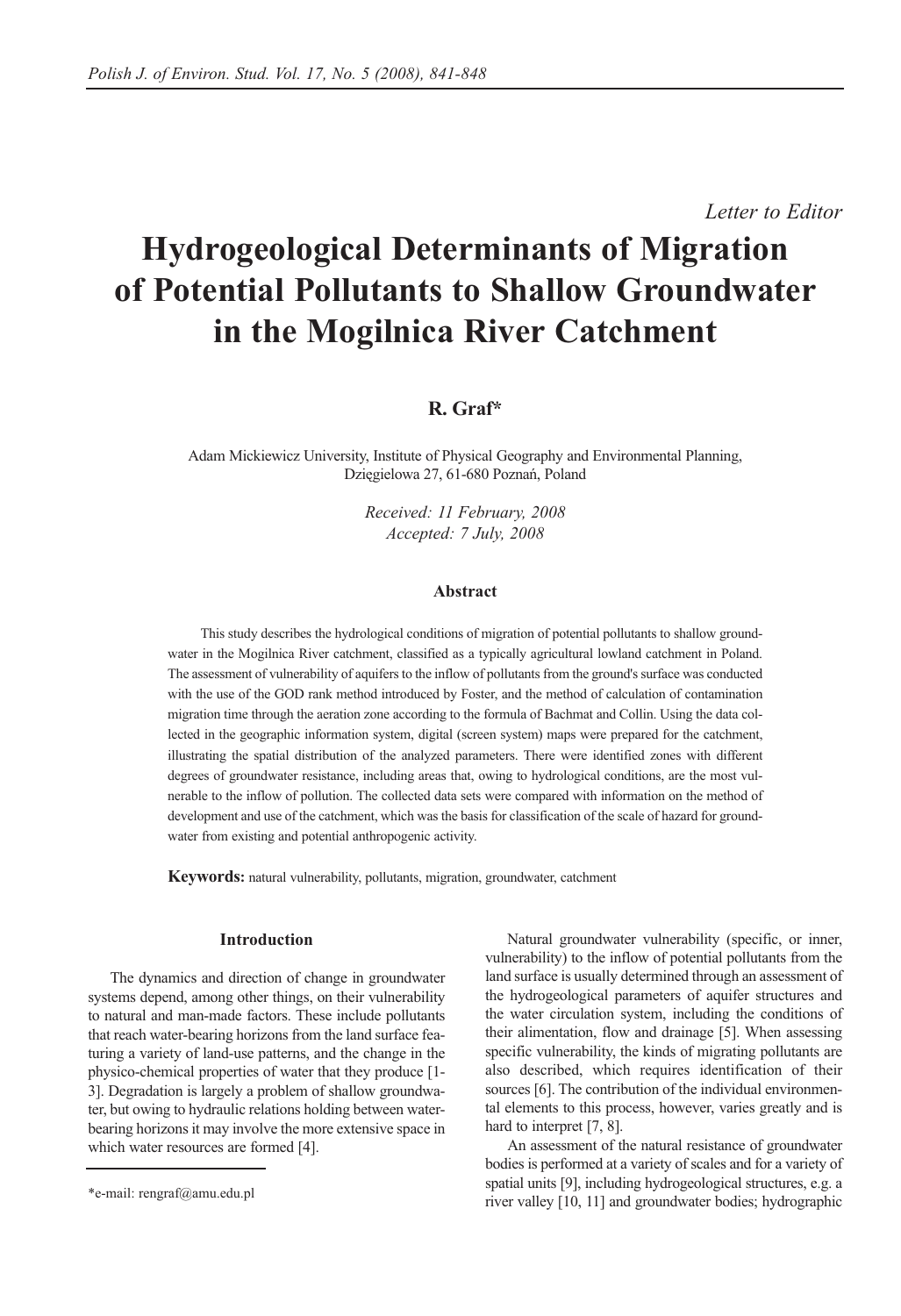*Letter to Editor*

# Hydrogeological Determinants of Migration of Potential Pollutants to Shallow Groundwater in the Mogilnica River Catchment

**R. Graf***

Adam Mickiewicz University, Institute of Physical Geography and Environmental Planning, Dzięgielowa 27, 61-680 Poznań, Poland

*Received: 11 February, 2008*
*Accepted: 7 July, 2008*

### Abstract

This study describes the hydrological conditions of migration of potential pollutants to shallow groundwater in the Mogilnica River catchment, classified as a typically agricultural lowland catchment in Poland. The assessment of vulnerability of aquifers to the inflow of pollutants from the ground's surface was conducted with the use of the GOD rank method introduced by Foster, and the method of calculation of contamination migration time through the aeration zone according to the formula of Bachmat and Collin. Using the data collected in the geographic information system, digital (screen system) maps were prepared for the catchment, illustrating the spatial distribution of the analyzed parameters. There were identified zones with different degrees of groundwater resistance, including areas that, owing to hydrological conditions, are the most vulnerable to the inflow of pollution. The collected data sets were compared with information on the method of development and use of the catchment, which was the basis for classification of the scale of hazard for groundwater from existing and potential anthropogenic activity.

**Keywords:** natural vulnerability, pollutants, migration, groundwater, catchment

### Introduction

The dynamics and direction of change in groundwater systems depend, among other things, on their vulnerability to natural and man-made factors. These include pollutants that reach water-bearing horizons from the land surface featuring a variety of land-use patterns, and the change in the physico-chemical properties of water that they produce [1-3]. Degradation is largely a problem of shallow groundwater, but owing to hydraulic relations holding between water-bearing horizons it may involve the more extensive space in which water resources are formed [4].

Natural groundwater vulnerability (specific, or inner, vulnerability) to the inflow of potential pollutants from the land surface is usually determined through an assessment of the hydrogeological parameters of aquifer structures and the water circulation system, including the conditions of their alimentation, flow and drainage [5]. When assessing specific vulnerability, the kinds of migrating pollutants are also described, which requires identification of their sources [6]. The contribution of the individual environmental elements to this process, however, varies greatly and is hard to interpret [7, 8].

An assessment of the natural resistance of groundwater bodies is performed at a variety of scales and for a variety of spatial units [9], including hydrogeological structures, e.g. a river valley [10, 11] and groundwater bodies; hydrographic

*e-mail: rengraf@amu.edu.pl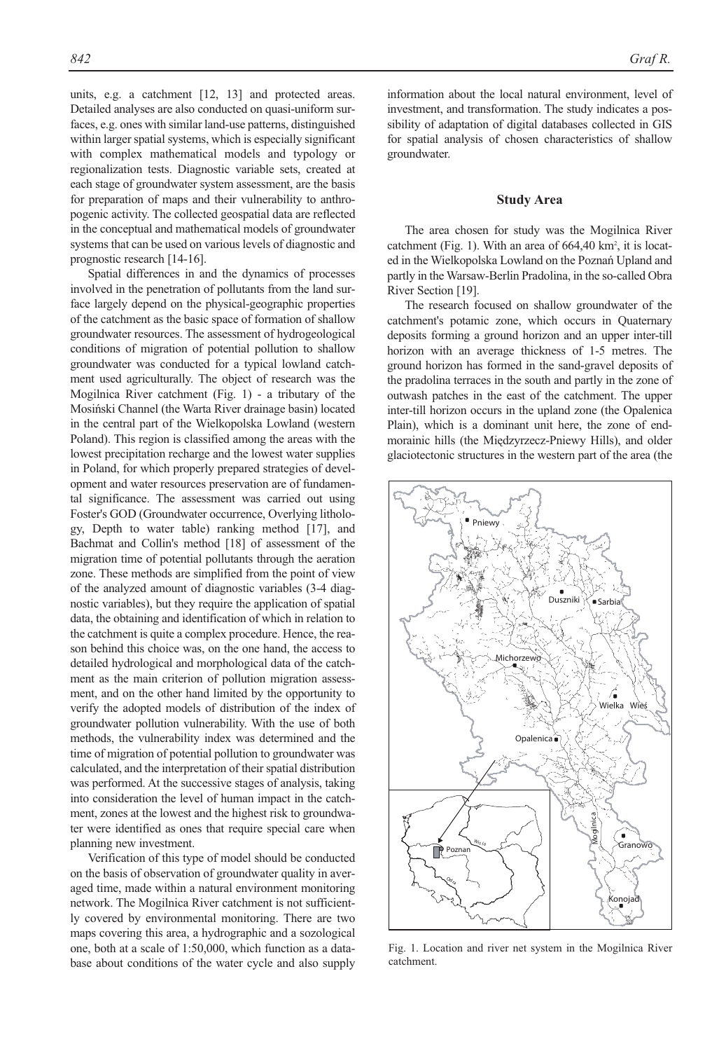units, e.g. a catchment [12, 13] and protected areas. Detailed analyses are also conducted on quasi-uniform surfaces, e.g. ones with similar land-use patterns, distinguished within larger spatial systems, which is especially significant with complex mathematical models and typology or regionalization tests. Diagnostic variable sets, created at each stage of groundwater system assessment, are the basis for preparation of maps and their vulnerability to anthropogenic activity. The collected geospatial data are reflected in the conceptual and mathematical models of groundwater systems that can be used on various levels of diagnostic and prognostic research [14-16].

Spatial differences in and the dynamics of processes involved in the penetration of pollutants from the land surface largely depend on the physical-geographic properties of the catchment as the basic space of formation of shallow groundwater resources. The assessment of hydrogeological conditions of migration of potential pollution to shallow groundwater was conducted for a typical lowland catchment used agriculturally. The object of research was the Mogilnica River catchment (Fig. 1) - a tributary of the Mosiński Channel (the Warta River drainage basin) located in the central part of the Wielkopolska Lowland (western Poland). This region is classified among the areas with the lowest precipitation recharge and the lowest water supplies in Poland, for which properly prepared strategies of development and water resources preservation are of fundamental significance. The assessment was carried out using Foster's GOD (Groundwater occurrence, Overlying lithology, Depth to water table) ranking method [17], and Bachmat and Collin's method [18] of assessment of the migration time of potential pollutants through the aeration zone. These methods are simplified from the point of view of the analyzed amount of diagnostic variables (3-4 diagnostic variables), but they require the application of spatial data, the obtaining and identification of which in relation to the catchment is quite a complex procedure. Hence, the reason behind this choice was, on the one hand, the access to detailed hydrological and morphological data of the catchment as the main criterion of pollution migration assessment, and on the other hand limited by the opportunity to verify the adopted models of distribution of the index of groundwater pollution vulnerability. With the use of both methods, the vulnerability index was determined and the time of migration of potential pollution to groundwater was calculated, and the interpretation of their spatial distribution was performed. At the successive stages of analysis, taking into consideration the level of human impact in the catchment, zones at the lowest and the highest risk to groundwater were identified as ones that require special care when planning new investment.

Verification of this type of model should be conducted on the basis of observation of groundwater quality in averaged time, made within a natural environment monitoring network. The Mogilnica River catchment is not sufficiently covered by environmental monitoring. There are two maps covering this area, a hydrographic and a sozological one, both at a scale of 1:50,000, which function as a database about conditions of the water cycle and also supply information about the local natural environment, level of investment, and transformation. The study indicates a possibility of adaptation of digital databases collected in GIS for spatial analysis of chosen characteristics of shallow groundwater.

## Study Area

The area chosen for study was the Mogilnica River catchment (Fig. 1). With an area of 664,40 km$^2$, it is located in the Wielkopolska Lowland on the Poznań Upland and partly in the Warsaw-Berlin Pradolina, in the so-called Obra River Section [19].

The research focused on shallow groundwater of the catchment's potamic zone, which occurs in Quaternary deposits forming a ground horizon and an upper inter-till horizon with an average thickness of 1-5 metres. The ground horizon has formed in the sand-gravel deposits of the pradolina terraces in the south and partly in the zone of outwash patches in the east of the catchment. The upper inter-till horizon occurs in the upland zone (the Opalenica Plain), which is a dominant unit here, the zone of end-morainic hills (the Międzyrzecz-Pniewy Hills), and older glaciotectonic structures in the western part of the area (the

Fig. 1. Location and river net system in the Mogilnica River catchment.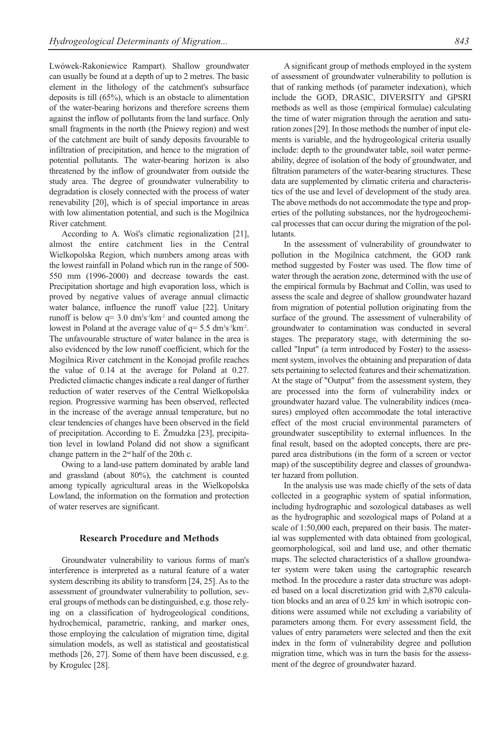Lwówek-Rakoniewice Rampart). Shallow groundwater can usually be found at a depth of up to 2 metres. The basic element in the lithology of the catchment's subsurface deposits is till (65%), which is an obstacle to alimentation of the water-bearing horizons and therefore screens them against the inflow of pollutants from the land surface. Only small fragments in the north (the Pniewy region) and west of the catchment are built of sandy deposits favourable to infiltration of precipitation, and hence to the migration of potential pollutants. The water-bearing horizon is also threatened by the inflow of groundwater from outside the study area. The degree of groundwater vulnerability to degradation is closely connected with the process of water renevability [20], which is of special importance in areas with low alimentation potential, and such is the Mogilnica River catchment.

According to A. Woś's climatic regionalization [21], almost the entire catchment lies in the Central Wielkopolska Region, which numbers among areas with the lowest rainfall in Poland which run in the range of 500-550 mm (1996-2000) and decrease towards the east. Precipitation shortage and high evaporation loss, which is proved by negative values of average annual climactic water balance, influence the runoff value [22]. Unitary runoff is below q= 3.0 $dm^3s^{-1}km^{-2}$ and counted among the lowest in Poland at the average value of q= 5.5 $dm^3s^{-1}km^{-2}$. The unfavourable structure of water balance in the area is also evidenced by the low runoff coefficient, which for the Mogilnica River catchment in the Konojad profile reaches the value of 0.14 at the average for Poland at 0.27. Predicted climactic changes indicate a real danger of further reduction of water reserves of the Central Wielkopolska region. Progressive warming has been observed, reflected in the increase of the average annual temperature, but no clear tendencies of changes have been observed in the field of precipitation. According to E. Żmudzka [23], precipitation level in lowland Poland did not show a significant change pattern in the 2nd half of the 20th c.

Owing to a land-use pattern dominated by arable land and grassland (about 80%), the catchment is counted among typically agricultural areas in the Wielkopolska Lowland, the information on the formation and protection of water reserves are significant.

## Research Procedure and Methods

Groundwater vulnerability to various forms of man's interference is interpreted as a natural feature of a water system describing its ability to transform [24, 25]. As to the assessment of groundwater vulnerability to pollution, several groups of methods can be distinguished, e.g. those relying on a classification of hydrogeological conditions, hydrochemical, parametric, ranking, and marker ones, those employing the calculation of migration time, digital simulation models, as well as statistical and geostatistical methods [26, 27]. Some of them have been discussed, e.g. by Krogulec [28].

A significant group of methods employed in the system of assessment of groundwater vulnerability to pollution is that of ranking methods (of parameter indexation), which include the GOD, DRASIC, DIVERSITY and GPSRI methods as well as those (empirical formulae) calculating the time of water migration through the aeration and saturation zones [29]. In those methods the number of input elements is variable, and the hydrogeological criteria usually include: depth to the groundwater table, soil water permeability, degree of isolation of the body of groundwater, and filtration parameters of the water-bearing structures. These data are supplemented by climatic criteria and characteristics of the use and level of development of the study area. The above methods do not accommodate the type and properties of the polluting substances, nor the hydrogeochemical processes that can occur during the migration of the pollutants.

In the assessment of vulnerability of groundwater to pollution in the Mogilnica catchment, the GOD rank method suggested by Foster was used. The flow time of water through the aeration zone, determined with the use of the empirical formula by Bachmat and Collin, was used to assess the scale and degree of shallow groundwater hazard from migration of potential pollution originating from the surface of the ground. The assessment of vulnerability of groundwater to contamination was conducted in several stages. The preparatory stage, with determining the so-called "Input" (a term introduced by Foster) to the assessment system, involves the obtaining and preparation of data sets pertaining to selected features and their schematization. At the stage of "Output" from the assessment system, they are processed into the form of vulnerability index or groundwater hazard value. The vulnerability indices (measures) employed often accommodate the total interactive effect of the most crucial environmental parameters of groundwater susceptibility to external influences. In the final result, based on the adopted concepts, there are prepared area distributions (in the form of a screen or vector map) of the susceptibility degree and classes of groundwater hazard from pollution.

In the analysis use was made chiefly of the sets of data collected in a geographic system of spatial information, including hydrographic and sozological databases as well as the hydrographic and sozological maps of Poland at a scale of 1:50,000 each, prepared on their basis. The material was supplemented with data obtained from geological, geomorphological, soil and land use, and other thematic maps. The selected characteristics of a shallow groundwater system were taken using the cartographic research method. In the procedure a raster data structure was adopted based on a local discretization grid with 2,870 calculation blocks and an area of 0.25 $km^2$ in which isotropic conditions were assumed while not excluding a variability of parameters among them. For every assessment field, the values of entry parameters were selected and then the exit index in the form of vulnerability degree and pollution migration time, which was in turn the basis for the assessment of the degree of groundwater hazard.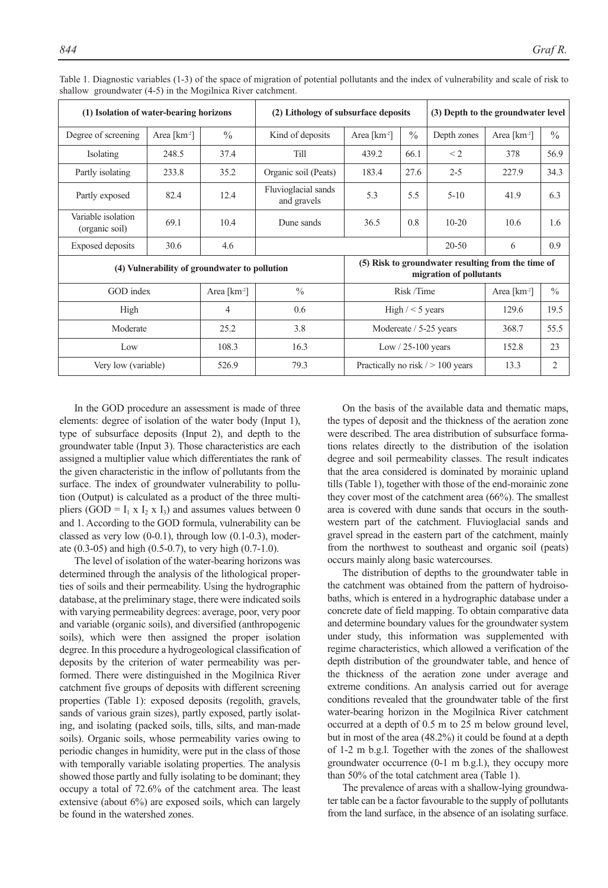Table 1. Diagnostic variables (1-3) of the space of migration of potential pollutants and the index of vulnerability and scale of risk to shallow groundwater (4-5) in the Mogilnica River catchment.

| (1) Isolation of water-bearing horizons | | | (2) Lithology of subsurface deposits | | | (3) Depth to the groundwater level | | |
|---|---|---|---|---|---|---|---|---|
| Degree of screening | Area [km$^2$] | % | Kind of deposits | Area [km$^2$] | % | Depth zones | Area [km$^2$] | % |
| Isolating | 248.5 | 37.4 | Till | 439.2 | 66.1 | < 2 | 378 | 56.9 |
| Partly isolating | 233.8 | 35.2 | Organic soil (Peats) | 183.4 | 27.6 | 2-5 | 227.9 | 34.3 |
| Partly exposed | 82.4 | 12.4 | Fluvioglacial sands and gravels | 5.3 | 5.5 | 5-10 | 41.9 | 6.3 |
| Variable isolation (organic soil) | 69.1 | 10.4 | Dune sands | 36.5 | 0.8 | 10-20 | 10.6 | 1.6 |
| Exposed deposits | 30.6 | 4.6 | | | | 20-50 | 6 | 0.9 |

| (4) Vulnerability of groundwater to pollution | | | (5) Risk to groundwater resulting from the time of migration of pollutants | | |
|---|---|---|---|---|---|
| GOD index | Area [km$^2$] | % | Risk /Time | Area [km$^2$] | % |
| High | 4 | 0.6 | High / < 5 years | 129.6 | 19.5 |
| Moderate | 25.2 | 3.8 | Modereate / 5-25 years | 368.7 | 55.5 |
| Low | 108.3 | 16.3 | Low / 25-100 years | 152.8 | 23 |
| Very low (variable) | 526.9 | 79.3 | Practically no risk / > 100 years | 13.3 | 2 |

In the GOD procedure an assessment is made of three elements: degree of isolation of the water body (Input 1), type of subsurface deposits (Input 2), and depth to the groundwater table (Input 3). Those characteristics are each assigned a multiplier value which differentiates the rank of the given characteristic in the inflow of pollutants from the surface. The index of groundwater vulnerability to pollution (Output) is calculated as a product of the three multipliers ($GOD = I_1 \times I_2 \times I_3$) and assumes values between 0 and 1. According to the GOD formula, vulnerability can be classed as very low (0-0.1), through low (0.1-0.3), moderate (0.3-05) and high (0.5-0.7), to very high (0.7-1.0).

The level of isolation of the water-bearing horizons was determined through the analysis of the lithological properties of soils and their permeability. Using the hydrographic database, at the preliminary stage, there were indicated soils with varying permeability degrees: average, poor, very poor and variable (organic soils), and diversified (anthropogenic soils), which were then assigned the proper isolation degree. In this procedure a hydrogeological classification of deposits by the criterion of water permeability was performed. There were distinguished in the Mogilnica River catchment five groups of deposits with different screening properties (Table 1): exposed deposits (regolith, gravels, sands of various grain sizes), partly exposed, partly isolating, and isolating (packed soils, tills, silts, and man-made soils). Organic soils, whose permeability varies owing to periodic changes in humidity, were put in the class of those with temporally variable isolating properties. The analysis showed those partly and fully isolating to be dominant; they occupy a total of 72.6% of the catchment area. The least extensive (about 6%) are exposed soils, which can largely be found in the watershed zones.

On the basis of the available data and thematic maps, the types of deposit and the thickness of the aeration zone were described. The area distribution of subsurface formations relates directly to the distribution of the isolation degree and soil permeability classes. The result indicates that the area considered is dominated by morainic upland tills (Table 1), together with those of the end-morainic zone they cover most of the catchment area (66%). The smallest area is covered with dune sands that occurs in the southwestern part of the catchment. Fluvioglacial sands and gravel spread in the eastern part of the catchment, mainly from the northwest to southeast and organic soil (peats) occurs mainly along basic watercourses.

The distribution of depths to the groundwater table in the catchment was obtained from the pattern of hydroisobaths, which is entered in a hydrographic database under a concrete date of field mapping. To obtain comparative data and determine boundary values for the groundwater system under study, this information was supplemented with regime characteristics, which allowed a verification of the depth distribution of the groundwater table, and hence of the thickness of the aeration zone under average and extreme conditions. An analysis carried out for average conditions revealed that the groundwater table of the first water-bearing horizon in the Mogilnica River catchment occurred at a depth of 0.5 m to 25 m below ground level, but in most of the area (48.2%) it could be found at a depth of 1-2 m b.g.l. Together with the zones of the shallowest groundwater occurrence (0-1 m b.g.l.), they occupy more than 50% of the total catchment area (Table 1).

The prevalence of areas with a shallow-lying groundwater table can be a factor favourable to the supply of pollutants from the land surface, in the absence of an isolating surface.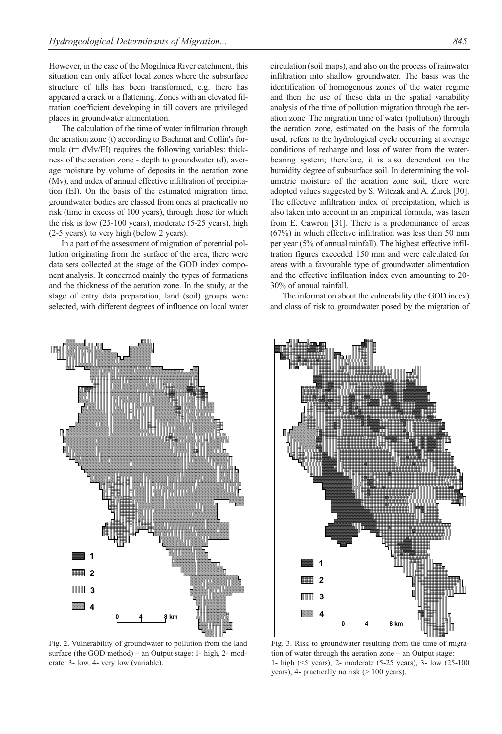However, in the case of the Mogilnica River catchment, this situation can only affect local zones where the subsurface structure of tills has been transformed, e.g. there has appeared a crack or a flattening. Zones with an elevated filtration coefficient developing in till covers are privileged places in groundwater alimentation.

The calculation of the time of water infiltration through the aeration zone (t) according to Bachmat and Collin's formula ($t = dMv/EI$) requires the following variables: thickness of the aeration zone - depth to groundwater (d), average moisture by volume of deposits in the aeration zone (Mv), and index of annual effective infiltration of precipitation (EI). On the basis of the estimated migration time, groundwater bodies are classed from ones at practically no risk (time in excess of 100 years), through those for which the risk is low (25-100 years), moderate (5-25 years), high (2-5 years), to very high (below 2 years).

In a part of the assessment of migration of potential pollution originating from the surface of the area, there were data sets collected at the stage of the GOD index component analysis. It concerned mainly the types of formations and the thickness of the aeration zone. In the study, at the stage of entry data preparation, land (soil) groups were selected, with different degrees of influence on local water circulation (soil maps), and also on the process of rainwater infiltration into shallow groundwater. The basis was the identification of homogenous zones of the water regime and then the use of these data in the spatial variability analysis of the time of pollution migration through the aeration zone. The migration time of water (pollution) through the aeration zone, estimated on the basis of the formula used, refers to the hydrological cycle occurring at average conditions of recharge and loss of water from the water-bearing system; therefore, it is also dependent on the humidity degree of subsurface soil. In determining the volumetric moisture of the aeration zone soil, there were adopted values suggested by S. Witczak and A. Żurek [30]. The effective infiltration index of precipitation, which is also taken into account in an empirical formula, was taken from E. Gawron [31]. There is a predominance of areas (67%) in which effective infiltration was less than 50 mm per year (5% of annual rainfall). The highest effective infiltration figures exceeded 150 mm and were calculated for areas with a favourable type of groundwater alimentation and the effective infiltration index even amounting to 20-30% of annual rainfall.

The information about the vulnerability (the GOD index) and class of risk to groundwater posed by the migration of

Fig. 2. Vulnerability of groundwater to pollution from the land surface (the GOD method) – an Output stage: 1- high, 2- moderate, 3- low, 4- very low (variable).

Fig. 3. Risk to groundwater resulting from the time of migration of water through the aeration zone – an Output stage: 1- high (<5 years), 2- moderate (5-25 years), 3- low (25-100 years), 4- practically no risk (> 100 years).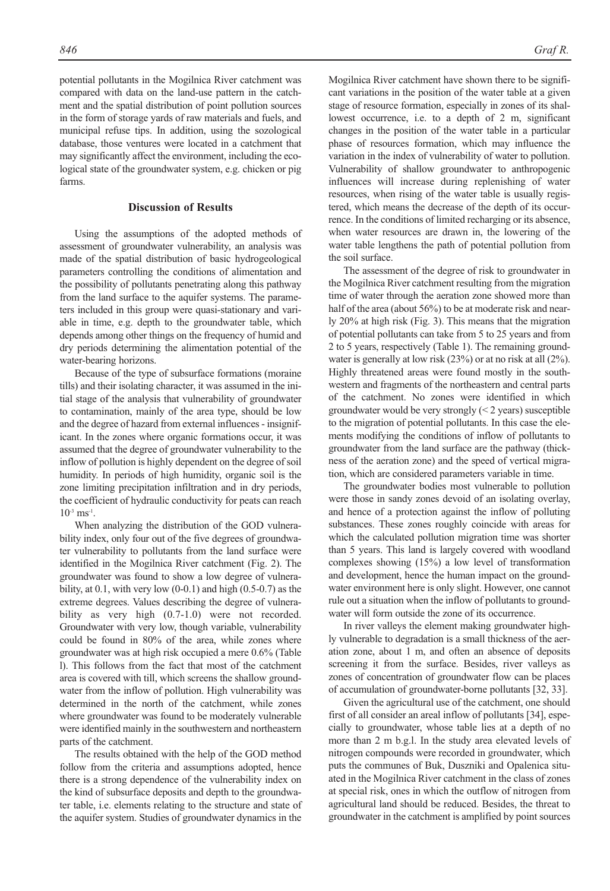potential pollutants in the Mogilnica River catchment was compared with data on the land-use pattern in the catchment and the spatial distribution of point pollution sources in the form of storage yards of raw materials and fuels, and municipal refuse tips. In addition, using the sozological database, those ventures were located in a catchment that may significantly affect the environment, including the ecological state of the groundwater system, e.g. chicken or pig farms.

## Discussion of Results

Using the assumptions of the adopted methods of assessment of groundwater vulnerability, an analysis was made of the spatial distribution of basic hydrogeological parameters controlling the conditions of alimentation and the possibility of pollutants penetrating along this pathway from the land surface to the aquifer systems. The parameters included in this group were quasi-stationary and variable in time, e.g. depth to the groundwater table, which depends among other things on the frequency of humid and dry periods determining the alimentation potential of the water-bearing horizons.

Because of the type of subsurface formations (moraine tills) and their isolating character, it was assumed in the initial stage of the analysis that vulnerability of groundwater to contamination, mainly of the area type, should be low and the degree of hazard from external influences - insignificant. In the zones where organic formations occur, it was assumed that the degree of groundwater vulnerability to the inflow of pollution is highly dependent on the degree of soil humidity. In periods of high humidity, organic soil is the zone limiting precipitation infiltration and in dry periods, the coefficient of hydraulic conductivity for peats can reach $10^{-3}$ $ms^{-1}$.

When analyzing the distribution of the GOD vulnerability index, only four out of the five degrees of groundwater vulnerability to pollutants from the land surface were identified in the Mogilnica River catchment (Fig. 2). The groundwater was found to show a low degree of vulnerability, at 0.1, with very low (0-0.1) and high (0.5-0.7) as the extreme degrees. Values describing the degree of vulnerability as very high (0.7-1.0) were not recorded. Groundwater with very low, though variable, vulnerability could be found in 80% of the area, while zones where groundwater was at high risk occupied a mere 0.6% (Table l). This follows from the fact that most of the catchment area is covered with till, which screens the shallow groundwater from the inflow of pollution. High vulnerability was determined in the north of the catchment, while zones where groundwater was found to be moderately vulnerable were identified mainly in the southwestern and northeastern parts of the catchment.

The results obtained with the help of the GOD method follow from the criteria and assumptions adopted, hence there is a strong dependence of the vulnerability index on the kind of subsurface deposits and depth to the groundwater table, i.e. elements relating to the structure and state of the aquifer system. Studies of groundwater dynamics in the Mogilnica River catchment have shown there to be significant variations in the position of the water table at a given stage of resource formation, especially in zones of its shallowest occurrence, i.e. to a depth of 2 m, significant changes in the position of the water table in a particular phase of resources formation, which may influence the variation in the index of vulnerability of water to pollution. Vulnerability of shallow groundwater to anthropogenic influences will increase during replenishing of water resources, when rising of the water table is usually registered, which means the decrease of the depth of its occurrence. In the conditions of limited recharging or its absence, when water resources are drawn in, the lowering of the water table lengthens the path of potential pollution from the soil surface.

The assessment of the degree of risk to groundwater in the Mogilnica River catchment resulting from the migration time of water through the aeration zone showed more than half of the area (about 56%) to be at moderate risk and nearly 20% at high risk (Fig. 3). This means that the migration of potential pollutants can take from 5 to 25 years and from 2 to 5 years, respectively (Table 1). The remaining groundwater is generally at low risk (23%) or at no risk at all (2%). Highly threatened areas were found mostly in the southwestern and fragments of the northeastern and central parts of the catchment. No zones were identified in which groundwater would be very strongly (< 2 years) susceptible to the migration of potential pollutants. In this case the elements modifying the conditions of inflow of pollutants to groundwater from the land surface are the pathway (thickness of the aeration zone) and the speed of vertical migration, which are considered parameters variable in time.

The groundwater bodies most vulnerable to pollution were those in sandy zones devoid of an isolating overlay, and hence of a protection against the inflow of polluting substances. These zones roughly coincide with areas for which the calculated pollution migration time was shorter than 5 years. This land is largely covered with woodland complexes showing (15%) a low level of transformation and development, hence the human impact on the groundwater environment here is only slight. However, one cannot rule out a situation when the inflow of pollutants to groundwater will form outside the zone of its occurrence.

In river valleys the element making groundwater highly vulnerable to degradation is a small thickness of the aeration zone, about 1 m, and often an absence of deposits screening it from the surface. Besides, river valleys as zones of concentration of groundwater flow can be places of accumulation of groundwater-borne pollutants [32, 33].

Given the agricultural use of the catchment, one should first of all consider an areal inflow of pollutants [34], especially to groundwater, whose table lies at a depth of no more than 2 m b.g.l. In the study area elevated levels of nitrogen compounds were recorded in groundwater, which puts the communes of Buk, Duszniki and Opalenica situated in the Mogilnica River catchment in the class of zones at special risk, ones in which the outflow of nitrogen from agricultural land should be reduced. Besides, the threat to groundwater in the catchment is amplified by point sources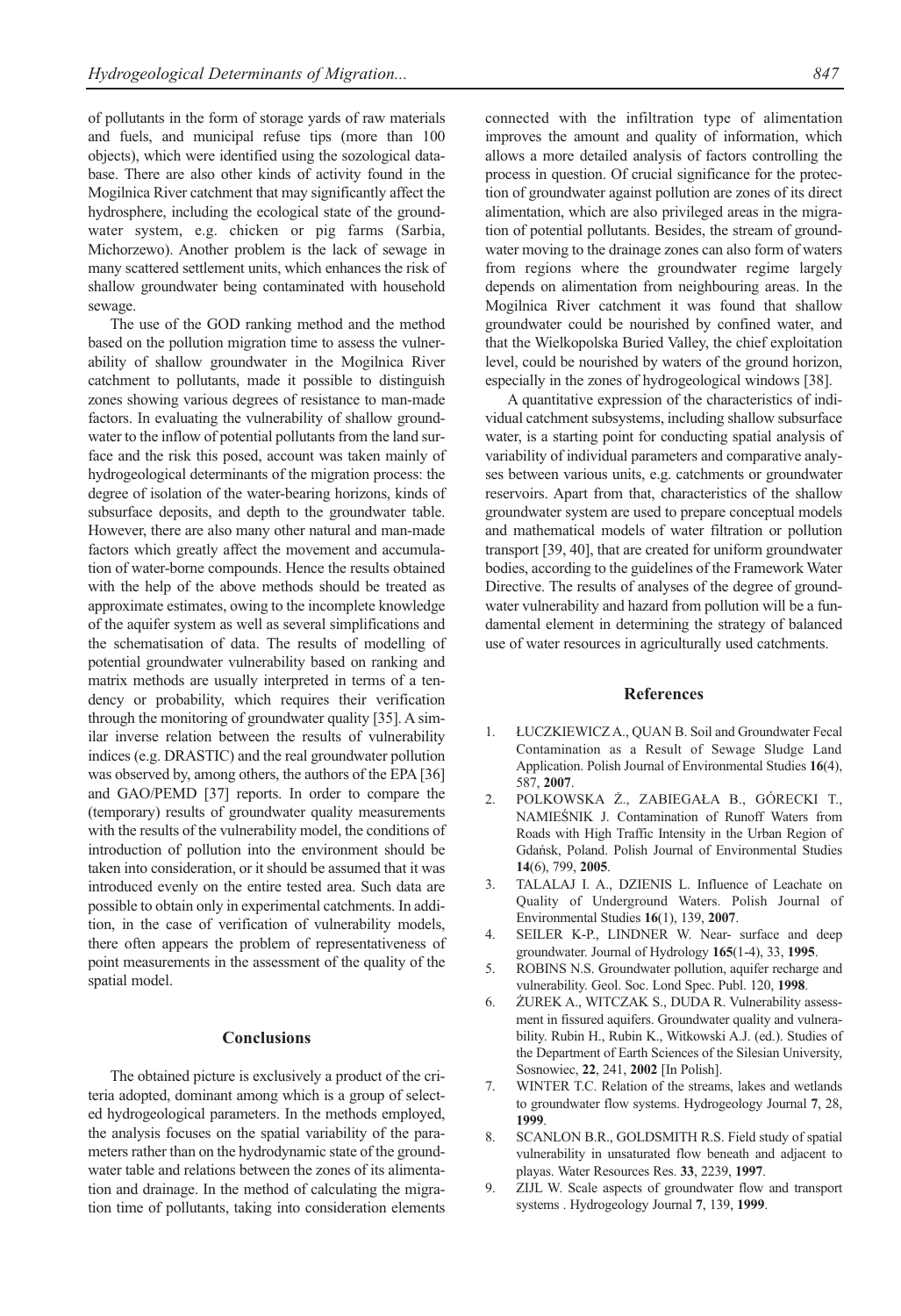of pollutants in the form of storage yards of raw materials and fuels, and municipal refuse tips (more than 100 objects), which were identified using the sozological database. There are also other kinds of activity found in the Mogilnica River catchment that may significantly affect the hydrosphere, including the ecological state of the groundwater system, e.g. chicken or pig farms (Sarbia, Michorzewo). Another problem is the lack of sewage in many scattered settlement units, which enhances the risk of shallow groundwater being contaminated with household sewage.

The use of the GOD ranking method and the method based on the pollution migration time to assess the vulnerability of shallow groundwater in the Mogilnica River catchment to pollutants, made it possible to distinguish zones showing various degrees of resistance to man-made factors. In evaluating the vulnerability of shallow groundwater to the inflow of potential pollutants from the land surface and the risk this posed, account was taken mainly of hydrogeological determinants of the migration process: the degree of isolation of the water-bearing horizons, kinds of subsurface deposits, and depth to the groundwater table. However, there are also many other natural and man-made factors which greatly affect the movement and accumulation of water-borne compounds. Hence the results obtained with the help of the above methods should be treated as approximate estimates, owing to the incomplete knowledge of the aquifer system as well as several simplifications and the schematisation of data. The results of modelling of potential groundwater vulnerability based on ranking and matrix methods are usually interpreted in terms of a tendency or probability, which requires their verification through the monitoring of groundwater quality [35]. A similar inverse relation between the results of vulnerability indices (e.g. DRASTIC) and the real groundwater pollution was observed by, among others, the authors of the EPA [36] and GAO/PEMD [37] reports. In order to compare the (temporary) results of groundwater quality measurements with the results of the vulnerability model, the conditions of introduction of pollution into the environment should be taken into consideration, or it should be assumed that it was introduced evenly on the entire tested area. Such data are possible to obtain only in experimental catchments. In addition, in the case of verification of vulnerability models, there often appears the problem of representativeness of point measurements in the assessment of the quality of the spatial model.

## Conclusions

The obtained picture is exclusively a product of the criteria adopted, dominant among which is a group of selected hydrogeological parameters. In the methods employed, the analysis focuses on the spatial variability of the parameters rather than on the hydrodynamic state of the groundwater table and relations between the zones of its alimentation and drainage. In the method of calculating the migration time of pollutants, taking into consideration elements connected with the infiltration type of alimentation improves the amount and quality of information, which allows a more detailed analysis of factors controlling the process in question. Of crucial significance for the protection of groundwater against pollution are zones of its direct alimentation, which are also privileged areas in the migration of potential pollutants. Besides, the stream of groundwater moving to the drainage zones can also form of waters from regions where the groundwater regime largely depends on alimentation from neighbouring areas. In the Mogilnica River catchment it was found that shallow groundwater could be nourished by confined water, and that the Wielkopolska Buried Valley, the chief exploitation level, could be nourished by waters of the ground horizon, especially in the zones of hydrogeological windows [38].

A quantitative expression of the characteristics of individual catchment subsystems, including shallow subsurface water, is a starting point for conducting spatial analysis of variability of individual parameters and comparative analyses between various units, e.g. catchments or groundwater reservoirs. Apart from that, characteristics of the shallow groundwater system are used to prepare conceptual models and mathematical models of water filtration or pollution transport [39, 40], that are created for uniform groundwater bodies, according to the guidelines of the Framework Water Directive. The results of analyses of the degree of groundwater vulnerability and hazard from pollution will be a fundamental element in determining the strategy of balanced use of water resources in agriculturally used catchments.

## References

1. ŁUCZKIEWICZ A., QUAN B. Soil and Groundwater Fecal Contamination as a Result of Sewage Sludge Land Application. Polish Journal of Environmental Studies **16**(4), 587, **2007**.
2. POLKOWSKA Ż., ZABIEGAŁA B., GÓRECKI T., NAMIEŚNIK J. Contamination of Runoff Waters from Roads with High Traffic Intensity in the Urban Region of Gdańsk, Poland. Polish Journal of Environmental Studies **14**(6), 799, **2005**.
3. TALALAJ I. A., DZIENIS L. Influence of Leachate on Quality of Underground Waters. Polish Journal of Environmental Studies **16**(1), 139, **2007**.
4. SEILER K-P., LINDNER W. Near- surface and deep groundwater. Journal of Hydrology **165**(1-4), 33, **1995**.
5. ROBINS N.S. Groundwater pollution, aquifer recharge and vulnerability. Geol. Soc. Lond Spec. Publ. 120, **1998**.
6. ŻUREK A., WITCZAK S., DUDA R. Vulnerability assessment in fissured aquifers. Groundwater quality and vulnerability. Rubin H., Rubin K., Witkowski A.J. (ed.). Studies of the Department of Earth Sciences of the Silesian University, Sosnowiec, **22**, 241, **2002** [In Polish].
7. WINTER T.C. Relation of the streams, lakes and wetlands to groundwater flow systems. Hydrogeology Journal **7**, 28, **1999**.
8. SCANLON B.R., GOLDSMITH R.S. Field study of spatial vulnerability in unsaturated flow beneath and adjacent to playas. Water Resources Res. **33**, 2239, **1997**.
9. ZIJL W. Scale aspects of groundwater flow and transport systems . Hydrogeology Journal **7**, 139, **1999**.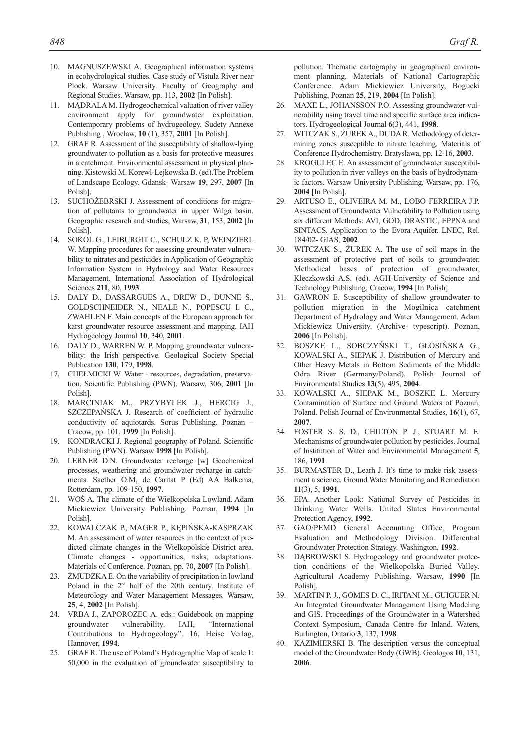10. MAGNUSZEWSKI A. Geographical information systems in ecohydrological studies. Case study of Vistula River near Plock. Warsaw University. Faculty of Geography and Regional Studies. Warsaw, pp. 113, **2002** [In Polish].
11. MĄDRALA M. Hydrogeochemical valuation of river valley environment apply for groundwater exploitation. Contemporary problems of hydrogeology, Sudety Annexe Publishing , Wroclaw, **10** (1), 357, **2001** [In Polish].
12. GRAF R. Assessment of the susceptibility of shallow-lying groundwater to pollution as a basis for protective measures in a catchment. Environmental assessment in physical planning. Kistowski M. Korewl-Lejkowska B. (ed).The Problem of Landscape Ecology. Gdansk- Warsaw **19**, 297, **2007** [In Polish].
13. SUCHOŻEBRSKI J. Assessment of conditions for migration of pollutants to groundwater in upper Wilga basin. Geographic research and studies, Warsaw, **31**, 153, **2002** [In Polish].
14. SOKOL G., LEIBURGIT C., SCHULZ K. P, WEINZIERL W. Mapping procedures for assessing groundwater vulnerability to nitrates and pesticides in Application of Geographic Information System in Hydrology and Water Resources Management. International Association of Hydrological Sciences **211**, 80, **1993**.
15. DALY D., DASSARGUES A., DREW D., DUNNE S., GOLDSCHNEIDER N., NEALE N., POPESCU I. C., ZWAHLEN F. Main concepts of the European approach for karst groundwater resource assessment and mapping. IAH Hydrogeology Journal **10**, 340, **2001**.
16. DALY D., WARREN W. P. Mapping groundwater vulnerability: the Irish perspective. Geological Society Special Publication **130**, 179, **1998**.
17. CHEŁMICKI W. Water - resources, degradation, preservation. Scientific Publishing (PWN). Warsaw, 306, **2001** [In Polish].
18. MARCINIAK M., PRZYBYŁEK J., HERCIG J., SZCZEPAŃSKA J. Research of coefficient of hydraulic conductivity of aquiotards. Sorus Publishing. Poznan – Cracow, pp. 101, **1999** [In Polish].
19. KONDRACKI J. Regional geography of Poland. Scientific Publishing (PWN). Warsaw **1998** [In Polish].
20. LERNER D.N. Groundwater recharge [w] Geochemical processes, weathering and groundwater recharge in catchments. Saether O.M, de Caritat P (Ed) AA Balkema, Rotterdam, pp. 109-150, **1997**.
21. WOŚ A. The climate of the Wielkopolska Lowland. Adam Mickiewicz University Publishing. Poznan, **1994** [In Polish].
22. KOWALCZAK P., MAGER P., KĘPIŃSKA-KASPRZAK M. An assessment of water resources in the context of predicted climate changes in the Wielkopolskie District area. Climate changes - opportunities, risks, adaptations. Materials of Conference. Poznan, pp. 70, **2007** [In Polish].
23. ŻMUDZKA E. On the variability of precipitation in lowland Poland in the 2nd half of the 20th century. Institute of Meteorology and Water Management Messages. Warsaw, **25**, 4, **2002** [In Polish].
24. VRBA J., ZAPOROZEC A. eds.: Guidebook on mapping groundwater vulnerability. IAH, "International Contributions to Hydrogeology". 16, Heise Verlag, Hannover, **1994**.
25. GRAF R. The use of Poland's Hydrographic Map of scale 1: 50,000 in the evaluation of groundwater susceptibility to pollution. Thematic cartography in geographical environment planning. Materials of National Cartographic Conference. Adam Mickiewicz University, Bogucki Publishing, Poznan **25**, 219, **2004** [In Polish].
26. MAXE L., JOHANSSON P.O. Assessing groundwater vulnerability using travel time and specific surface area indicators. Hydrogeological Journal **6**(3), 441, **1998**.
27. WITCZAK S., ŻUREK A., DUDA R. Methodology of determining zones susceptible to nitrate leaching. Materials of Conference Hydrochemistry. Bratyslawa, pp. 12-16, **2003**.
28. KROGULEC E. An assessment of groundwater susceptibility to pollution in river valleys on the basis of hydrodynamic factors. Warsaw University Publishing, Warsaw, pp. 176, **2004** [In Polish].
29. ARTUSO E., OLIVEIRA M. M., LOBO FERREIRA J.P. Assessment of Groundwater Vulnerability to Pollution using six different Methods: AVI, GOD, DRASTIC, EPPNA and SINTACS. Application to the Evora Aquifer. LNEC, Rel. 184/02- GIAS, **2002**.
30. WITCZAK S., ŻUREK A. The use of soil maps in the assessment of protective part of soils to groundwater. Methodical bases of protection of groundwater, Kleczkowski A.S. (ed). AGH-University of Science and Technology Publishing, Cracow, **1994** [In Polish].
31. GAWRON E. Susceptibility of shallow groundwater to pollution migration in the Mogilnica catchment Department of Hydrology and Water Management. Adam Mickiewicz University. (Archive- typescript). Poznan, **2006** [In Polish].
32. BOSZKE L., SOBCZYŃSKI T., GŁOSIŃSKA G., KOWALSKI A., SIEPAK J. Distribution of Mercury and Other Heavy Metals in Bottom Sediments of the Middle Odra River (Germany/Poland). Polish Journal of Environmental Studies **13**(5), 495, **2004**.
33. KOWALSKI A., SIEPAK M., BOSZKE L. Mercury Contamination of Surface and Ground Waters of Poznań, Poland. Polish Journal of Environmental Studies, **16**(1), 67, **2007**.
34. FOSTER S. S. D., CHILTON P. J., STUART M. E. Mechanisms of groundwater pollution by pesticides. Journal of Institution of Water and Environmental Management **5**, 186, **1991**.
35. BURMASTER D., Learh J. It's time to make risk assessment a science. Ground Water Monitoring and Remediation **11**(3), 5, **1991**.
36. EPA. Another Look: National Survey of Pesticides in Drinking Water Wells. United States Environmental Protection Agency, **1992**.
37. GAO/PEMD General Accounting Office, Program Evaluation and Methodology Division. Differential Groundwater Protection Strategy. Washington, **1992**.
38. DĄBROWSKI S. Hydrogeology and groundwater protection conditions of the Wielkopolska Buried Valley. Agricultural Academy Publishing. Warsaw, **1990** [In Polish].
39. MARTIN P. J., GOMES D. C., IRITANI M., GUIGUER N. An Integrated Groundwater Management Using Modeling and GIS. Proceedings of the Groundwater in a Watershed Context Symposium, Canada Centre for Inland. Waters, Burlington, Ontario **3**, 137, **1998**.
40. KAZIMIERSKI B. The description versus the conceptual model of the Groundwater Body (GWB). Geologos **10**, 131, **2006**.